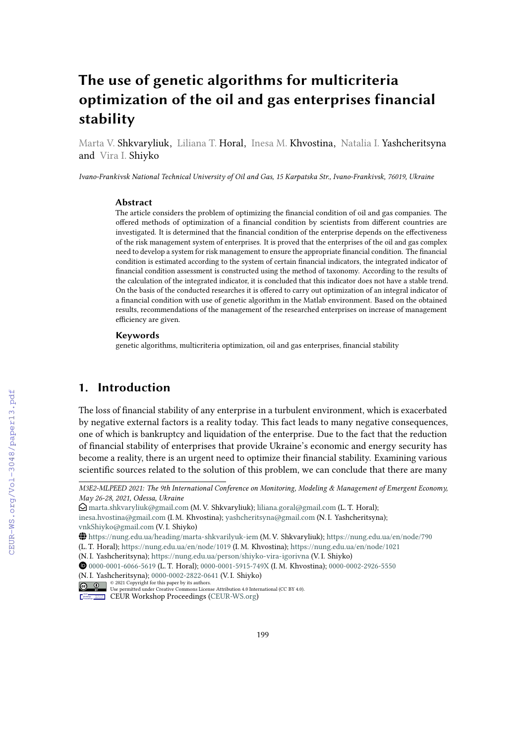# The use of genetic algorithms for multicriteria optimization of the oil and gas enterprises financial stability

Marta V. Shkvaryliuk, Liliana T. Horal, Inesa M. Khvostina, Natalia I. Yashcheritsyna and Vira I. Shiyko

*Ivano-Frankivsk National Technical University of Oil and Gas, 15 Karpatska Str., Ivano-Frankivsk, 76019, Ukraine*

### Abstract

The article considers the problem of optimizing the financial condition of oil and gas companies. The offered methods of optimization of a financial condition by scientists from different countries are investigated. It is determined that the financial condition of the enterprise depends on the effectiveness of the risk management system of enterprises. It is proved that the enterprises of the oil and gas complex need to develop a system for risk management to ensure the appropriate financial condition. The financial condition is estimated according to the system of certain financial indicators, the integrated indicator of financial condition assessment is constructed using the method of taxonomy. According to the results of the calculation of the integrated indicator, it is concluded that this indicator does not have a stable trend. On the basis of the conducted researches it is offered to carry out optimization of an integral indicator of a financial condition with use of genetic algorithm in the Matlab environment. Based on the obtained results, recommendations of the management of the researched enterprises on increase of management efficiency are given.

### Keywords

genetic algorithms, multicriteria optimization, oil and gas enterprises, financial stability

## 1. Introduction

The loss of financial stability of any enterprise in a turbulent environment, which is exacerbated by negative external factors is a reality today. This fact leads to many negative consequences, one of which is bankruptcy and liquidation of the enterprise. Due to the fact that the reduction of financial stability of enterprises that provide Ukraine's economic and energy security has become a reality, there is an urgent need to optimize their financial stability. Examining various scientific sources related to the solution of this problem, we can conclude that there are many

---

*M3E2-MLPEED 2021: The 9th International Conference on Monitoring, Modeling & Management of Emergent Economy, May 26-28, 2021, Odessa, Ukraine*

marta.shkvaryliuk@gmail.com (M. V. Shkvaryliuk); liliana.goral@gmail.com (L. T. Horal); inesa.hvostina@gmail.com (I. M. Khvostina); yashcheritsyna@gmail.com (N. I. Yashcheritsyna); vnkShiyko@gmail.com (V. I. Shiyko)

https://nung.edu.ua/heading/marta-shkvarilyuk-iem (M. V. Shkvaryliuk); https://nung.edu.ua/en/node/790 (L. T. Horal); https://nung.edu.ua/en/node/1019 (I. M. Khvostina); https://nung.edu.ua/en/node/1021 (N. I. Yashcheritsyna); https://nung.edu.ua/person/shiyko-vira-igorivna (V. I. Shiyko)

0000-0001-6066-5619 (L. T. Horal); 0000-0001-5915-749X (I. M. Khvostina); 0000-0002-2926-5550 (N. I. Yashcheritsyna); 0000-0002-2822-0641 (V. I. Shiyko)

© 2021 Copyright for this paper by its authors. Use permitted under Creative Commons License Attribution 4.0 International (CC BY 4.0).

CEUR Workshop Proceedings (CEUR-WS.org)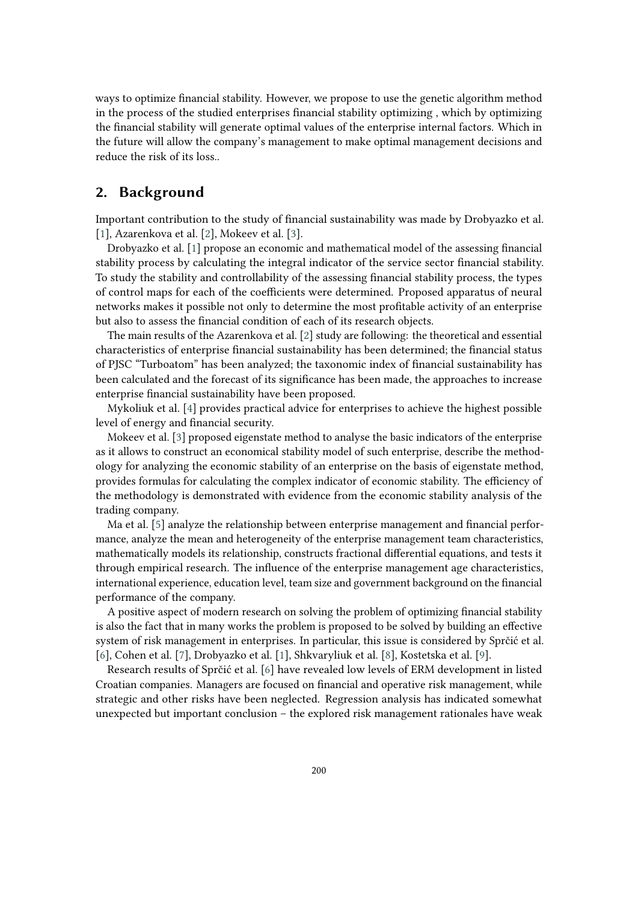ways to optimize financial stability. However, we propose to use the genetic algorithm method in the process of the studied enterprises financial stability optimizing , which by optimizing the financial stability will generate optimal values of the enterprise internal factors. Which in the future will allow the company's management to make optimal management decisions and reduce the risk of its loss..

## 2. Background

Important contribution to the study of financial sustainability was made by Drobyazko et al. [1], Azarenkova et al. [2], Mokeev et al. [3].

Drobyazko et al. [1] propose an economic and mathematical model of the assessing financial stability process by calculating the integral indicator of the service sector financial stability. To study the stability and controllability of the assessing financial stability process, the types of control maps for each of the coefficients were determined. Proposed apparatus of neural networks makes it possible not only to determine the most profitable activity of an enterprise but also to assess the financial condition of each of its research objects.

The main results of the Azarenkova et al. [2] study are following: the theoretical and essential characteristics of enterprise financial sustainability has been determined; the financial status of PJSC "Turboatom" has been analyzed; the taxonomic index of financial sustainability has been calculated and the forecast of its significance has been made, the approaches to increase enterprise financial sustainability have been proposed.

Mykoliuk et al. [4] provides practical advice for enterprises to achieve the highest possible level of energy and financial security.

Mokeev et al. [3] proposed eigenstate method to analyse the basic indicators of the enterprise as it allows to construct an economical stability model of such enterprise, describe the methodology for analyzing the economic stability of an enterprise on the basis of eigenstate method, provides formulas for calculating the complex indicator of economic stability. The efficiency of the methodology is demonstrated with evidence from the economic stability analysis of the trading company.

Ma et al. [5] analyze the relationship between enterprise management and financial performance, analyze the mean and heterogeneity of the enterprise management team characteristics, mathematically models its relationship, constructs fractional differential equations, and tests it through empirical research. The influence of the enterprise management age characteristics, international experience, education level, team size and government background on the financial performance of the company.

A positive aspect of modern research on solving the problem of optimizing financial stability is also the fact that in many works the problem is proposed to be solved by building an effective system of risk management in enterprises. In particular, this issue is considered by Sprčić et al. [6], Cohen et al. [7], Drobyazko et al. [1], Shkvaryliuk et al. [8], Kostetska et al. [9].

Research results of Sprčić et al. [6] have revealed low levels of ERM development in listed Croatian companies. Managers are focused on financial and operative risk management, while strategic and other risks have been neglected. Regression analysis has indicated somewhat unexpected but important conclusion – the explored risk management rationales have weak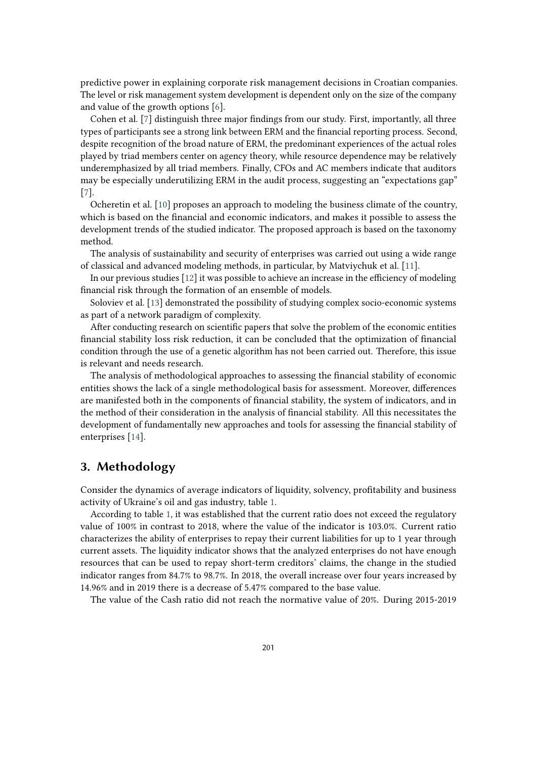predictive power in explaining corporate risk management decisions in Croatian companies. The level or risk management system development is dependent only on the size of the company and value of the growth options [6].

Cohen et al. [7] distinguish three major findings from our study. First, importantly, all three types of participants see a strong link between ERM and the financial reporting process. Second, despite recognition of the broad nature of ERM, the predominant experiences of the actual roles played by triad members center on agency theory, while resource dependence may be relatively underemphasized by all triad members. Finally, CFOs and AC members indicate that auditors may be especially underutilizing ERM in the audit process, suggesting an "expectations gap" [7].

Ocheretin et al. [10] proposes an approach to modeling the business climate of the country, which is based on the financial and economic indicators, and makes it possible to assess the development trends of the studied indicator. The proposed approach is based on the taxonomy method.

The analysis of sustainability and security of enterprises was carried out using a wide range of classical and advanced modeling methods, in particular, by Matviychuk et al. [11].

In our previous studies [12] it was possible to achieve an increase in the efficiency of modeling financial risk through the formation of an ensemble of models.

Soloviev et al. [13] demonstrated the possibility of studying complex socio-economic systems as part of a network paradigm of complexity.

After conducting research on scientific papers that solve the problem of the economic entities financial stability loss risk reduction, it can be concluded that the optimization of financial condition through the use of a genetic algorithm has not been carried out. Therefore, this issue is relevant and needs research.

The analysis of methodological approaches to assessing the financial stability of economic entities shows the lack of a single methodological basis for assessment. Moreover, differences are manifested both in the components of financial stability, the system of indicators, and in the method of their consideration in the analysis of financial stability. All this necessitates the development of fundamentally new approaches and tools for assessing the financial stability of enterprises [14].

## 3. Methodology

Consider the dynamics of average indicators of liquidity, solvency, profitability and business activity of Ukraine's oil and gas industry, table 1.

According to table 1, it was established that the current ratio does not exceed the regulatory value of 100% in contrast to 2018, where the value of the indicator is 103.0%. Current ratio characterizes the ability of enterprises to repay their current liabilities for up to 1 year through current assets. The liquidity indicator shows that the analyzed enterprises do not have enough resources that can be used to repay short-term creditors' claims, the change in the studied indicator ranges from 84.7% to 98.7%. In 2018, the overall increase over four years increased by 14.96% and in 2019 there is a decrease of 5.47% compared to the base value.

The value of the Cash ratio did not reach the normative value of 20%. During 2015-2019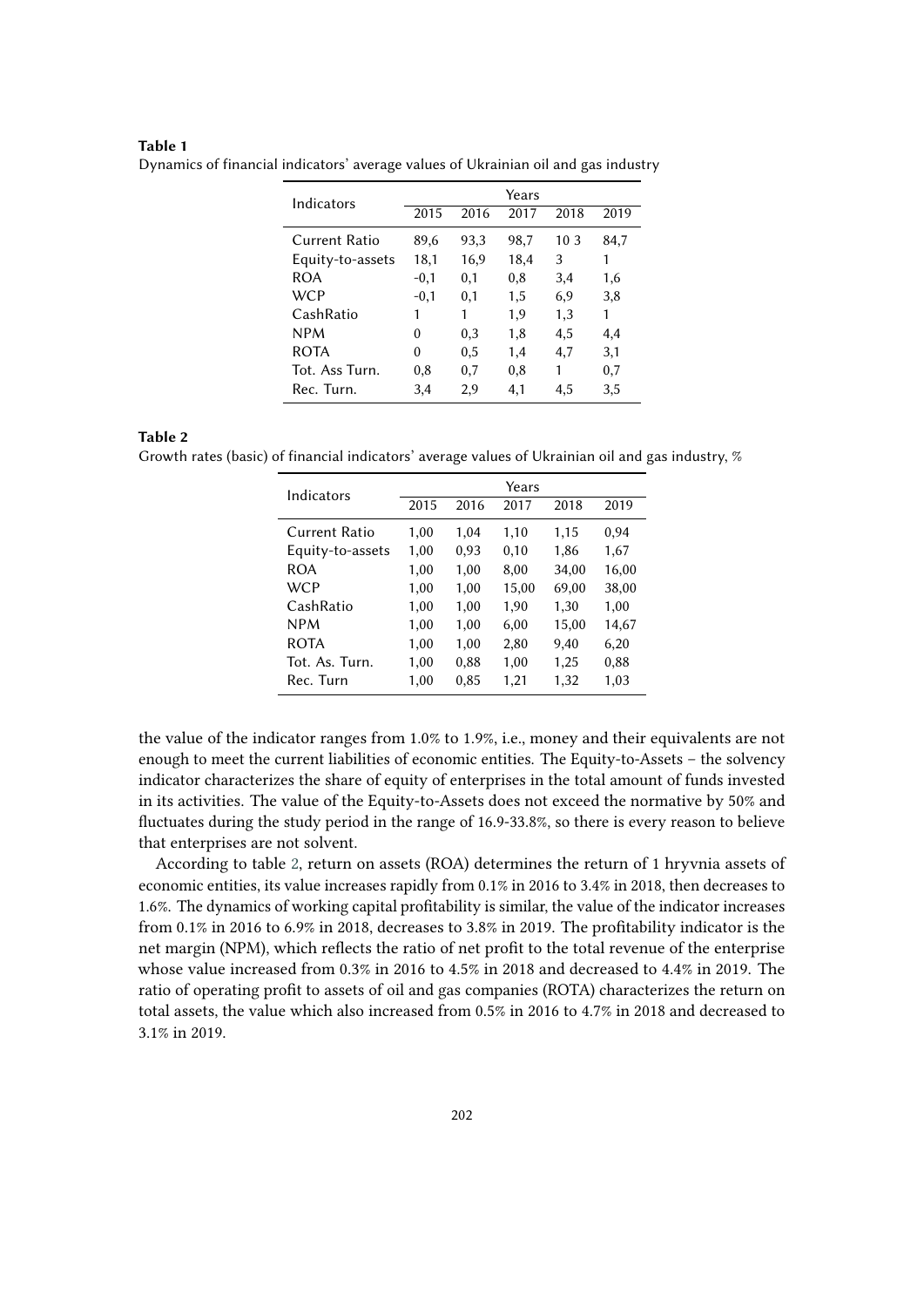**Table 1**
Dynamics of financial indicators' average values of Ukrainian oil and gas industry

| Indicators | Years | | | | |
|---|---|---|---|---|---|
| | 2015 | 2016 | 2017 | 2018 | 2019 |
| Current Ratio | 89,6 | 93,3 | 98,7 | 10 3 | 84,7 |
| Equity-to-assets | 18,1 | 16,9 | 18,4 | 3 | 1 |
| ROA | -0,1 | 0,1 | 0,8 | 3,4 | 1,6 |
| WCP | -0,1 | 0,1 | 1,5 | 6,9 | 3,8 |
| CashRatio | 1 | 1 | 1,9 | 1,3 | 1 |
| NPM | 0 | 0,3 | 1,8 | 4,5 | 4,4 |
| ROTA | 0 | 0,5 | 1,4 | 4,7 | 3,1 |
| Tot. Ass Turn. | 0,8 | 0,7 | 0,8 | 1 | 0,7 |
| Rec. Turn. | 3,4 | 2,9 | 4,1 | 4,5 | 3,5 |

**Table 2**
Growth rates (basic) of financial indicators' average values of Ukrainian oil and gas industry, %

| Indicators | Years | | | | |
|---|---|---|---|---|---|
| | 2015 | 2016 | 2017 | 2018 | 2019 |
| Current Ratio | 1,00 | 1,04 | 1,10 | 1,15 | 0,94 |
| Equity-to-assets | 1,00 | 0,93 | 0,10 | 1,86 | 1,67 |
| ROA | 1,00 | 1,00 | 8,00 | 34,00 | 16,00 |
| WCP | 1,00 | 1,00 | 15,00 | 69,00 | 38,00 |
| CashRatio | 1,00 | 1,00 | 1,90 | 1,30 | 1,00 |
| NPM | 1,00 | 1,00 | 6,00 | 15,00 | 14,67 |
| ROTA | 1,00 | 1,00 | 2,80 | 9,40 | 6,20 |
| Tot. As. Turn. | 1,00 | 0,88 | 1,00 | 1,25 | 0,88 |
| Rec. Turn | 1,00 | 0,85 | 1,21 | 1,32 | 1,03 |

the value of the indicator ranges from 1.0% to 1.9%, i.e., money and their equivalents are not enough to meet the current liabilities of economic entities. The Equity-to-Assets – the solvency indicator characterizes the share of equity of enterprises in the total amount of funds invested in its activities. The value of the Equity-to-Assets does not exceed the normative by 50% and fluctuates during the study period in the range of 16.9-33.8%, so there is every reason to believe that enterprises are not solvent.

According to table 2, return on assets (ROA) determines the return of 1 hryvnia assets of economic entities, its value increases rapidly from 0.1% in 2016 to 3.4% in 2018, then decreases to 1.6%. The dynamics of working capital profitability is similar, the value of the indicator increases from 0.1% in 2016 to 6.9% in 2018, decreases to 3.8% in 2019. The profitability indicator is the net margin (NPM), which reflects the ratio of net profit to the total revenue of the enterprise whose value increased from 0.3% in 2016 to 4.5% in 2018 and decreased to 4.4% in 2019. The ratio of operating profit to assets of oil and gas companies (ROTA) characterizes the return on total assets, the value which also increased from 0.5% in 2016 to 4.7% in 2018 and decreased to 3.1% in 2019.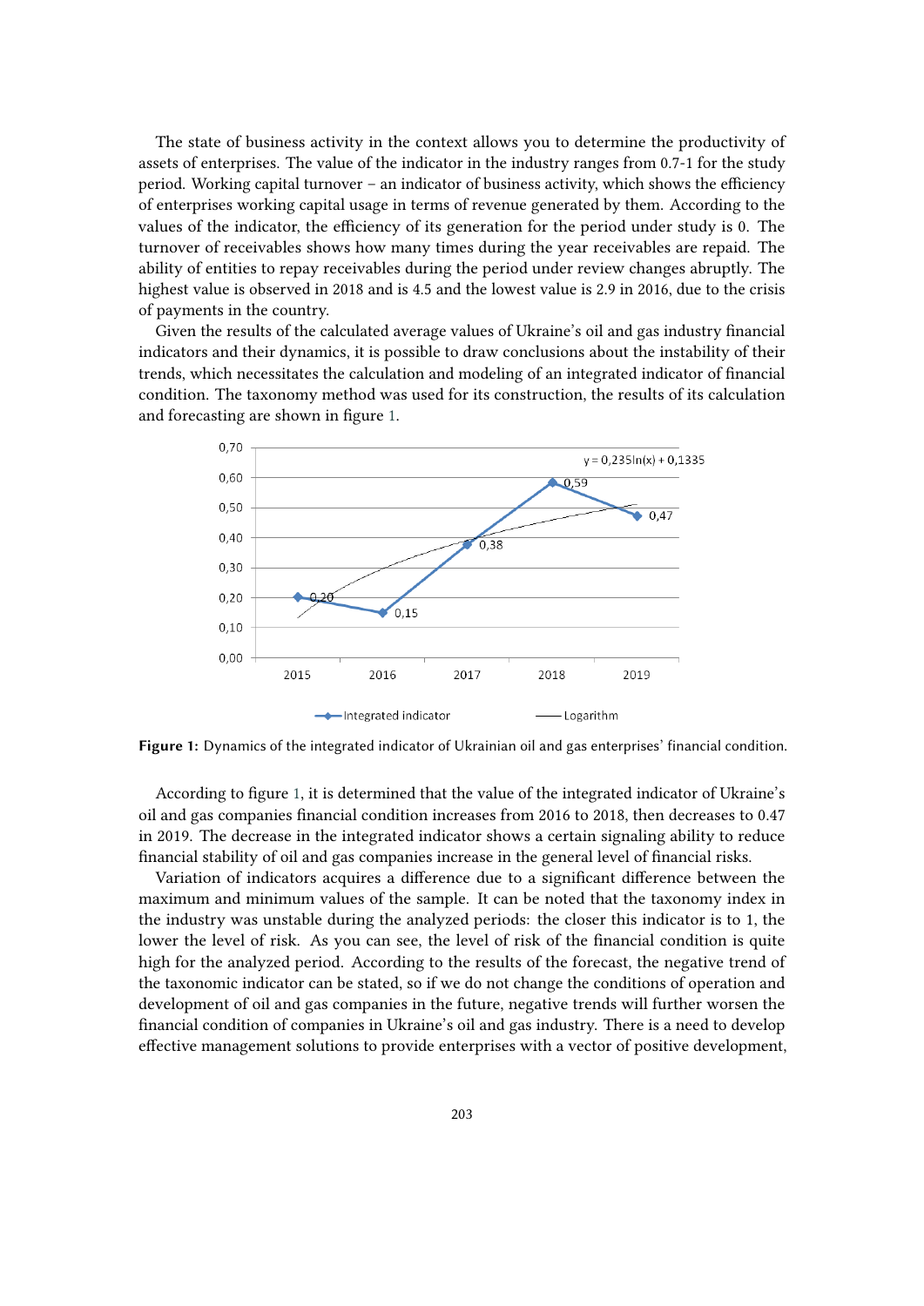The state of business activity in the context allows you to determine the productivity of assets of enterprises. The value of the indicator in the industry ranges from 0.7-1 for the study period. Working capital turnover – an indicator of business activity, which shows the efficiency of enterprises working capital usage in terms of revenue generated by them. According to the values of the indicator, the efficiency of its generation for the period under study is 0. The turnover of receivables shows how many times during the year receivables are repaid. The ability of entities to repay receivables during the period under review changes abruptly. The highest value is observed in 2018 and is 4.5 and the lowest value is 2.9 in 2016, due to the crisis of payments in the country.

Given the results of the calculated average values of Ukraine's oil and gas industry financial indicators and their dynamics, it is possible to draw conclusions about the instability of their trends, which necessitates the calculation and modeling of an integrated indicator of financial condition. The taxonomy method was used for its construction, the results of its calculation and forecasting are shown in figure 1.

**Figure 1:** Dynamics of the integrated indicator of Ukrainian oil and gas enterprises' financial condition.

According to figure 1, it is determined that the value of the integrated indicator of Ukraine's oil and gas companies financial condition increases from 2016 to 2018, then decreases to 0.47 in 2019. The decrease in the integrated indicator shows a certain signaling ability to reduce financial stability of oil and gas companies increase in the general level of financial risks.

Variation of indicators acquires a difference due to a significant difference between the maximum and minimum values of the sample. It can be noted that the taxonomy index in the industry was unstable during the analyzed periods: the closer this indicator is to 1, the lower the level of risk. As you can see, the level of risk of the financial condition is quite high for the analyzed period. According to the results of the forecast, the negative trend of the taxonomic indicator can be stated, so if we do not change the conditions of operation and development of oil and gas companies in the future, negative trends will further worsen the financial condition of companies in Ukraine's oil and gas industry. There is a need to develop effective management solutions to provide enterprises with a vector of positive development,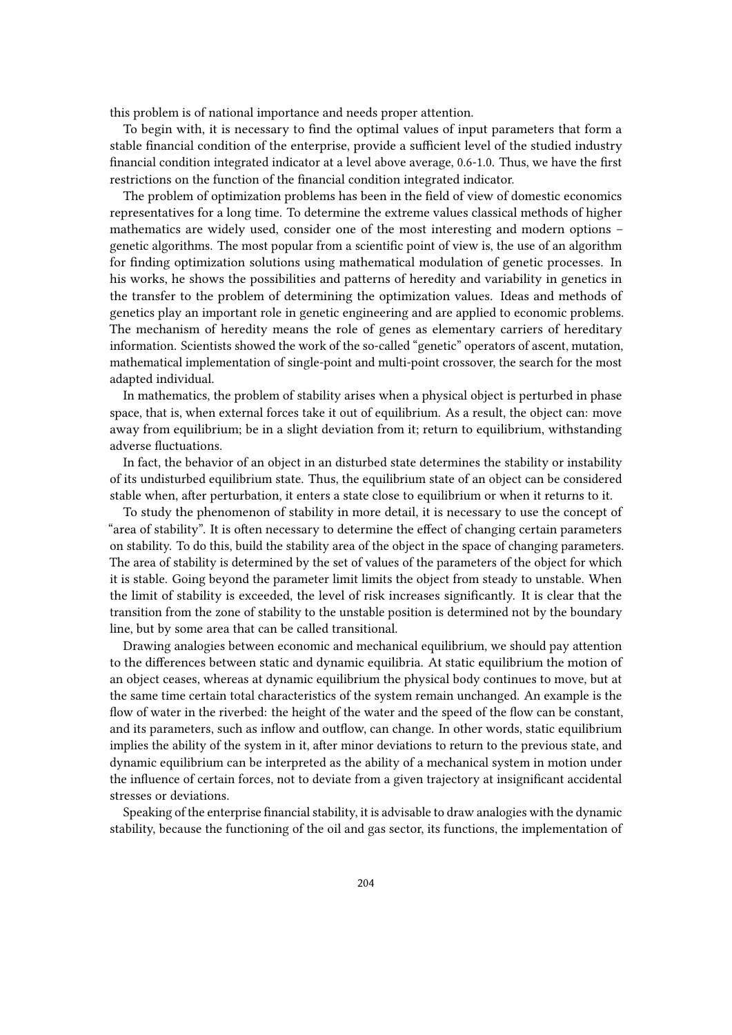this problem is of national importance and needs proper attention.

To begin with, it is necessary to find the optimal values of input parameters that form a stable financial condition of the enterprise, provide a sufficient level of the studied industry financial condition integrated indicator at a level above average, 0.6-1.0. Thus, we have the first restrictions on the function of the financial condition integrated indicator.

The problem of optimization problems has been in the field of view of domestic economics representatives for a long time. To determine the extreme values classical methods of higher mathematics are widely used, consider one of the most interesting and modern options – genetic algorithms. The most popular from a scientific point of view is, the use of an algorithm for finding optimization solutions using mathematical modulation of genetic processes. In his works, he shows the possibilities and patterns of heredity and variability in genetics in the transfer to the problem of determining the optimization values. Ideas and methods of genetics play an important role in genetic engineering and are applied to economic problems. The mechanism of heredity means the role of genes as elementary carriers of hereditary information. Scientists showed the work of the so-called "genetic" operators of ascent, mutation, mathematical implementation of single-point and multi-point crossover, the search for the most adapted individual.

In mathematics, the problem of stability arises when a physical object is perturbed in phase space, that is, when external forces take it out of equilibrium. As a result, the object can: move away from equilibrium; be in a slight deviation from it; return to equilibrium, withstanding adverse fluctuations.

In fact, the behavior of an object in an disturbed state determines the stability or instability of its undisturbed equilibrium state. Thus, the equilibrium state of an object can be considered stable when, after perturbation, it enters a state close to equilibrium or when it returns to it.

To study the phenomenon of stability in more detail, it is necessary to use the concept of "area of stability". It is often necessary to determine the effect of changing certain parameters on stability. To do this, build the stability area of the object in the space of changing parameters. The area of stability is determined by the set of values of the parameters of the object for which it is stable. Going beyond the parameter limit limits the object from steady to unstable. When the limit of stability is exceeded, the level of risk increases significantly. It is clear that the transition from the zone of stability to the unstable position is determined not by the boundary line, but by some area that can be called transitional.

Drawing analogies between economic and mechanical equilibrium, we should pay attention to the differences between static and dynamic equilibria. At static equilibrium the motion of an object ceases, whereas at dynamic equilibrium the physical body continues to move, but at the same time certain total characteristics of the system remain unchanged. An example is the flow of water in the riverbed: the height of the water and the speed of the flow can be constant, and its parameters, such as inflow and outflow, can change. In other words, static equilibrium implies the ability of the system in it, after minor deviations to return to the previous state, and dynamic equilibrium can be interpreted as the ability of a mechanical system in motion under the influence of certain forces, not to deviate from a given trajectory at insignificant accidental stresses or deviations.

Speaking of the enterprise financial stability, it is advisable to draw analogies with the dynamic stability, because the functioning of the oil and gas sector, its functions, the implementation of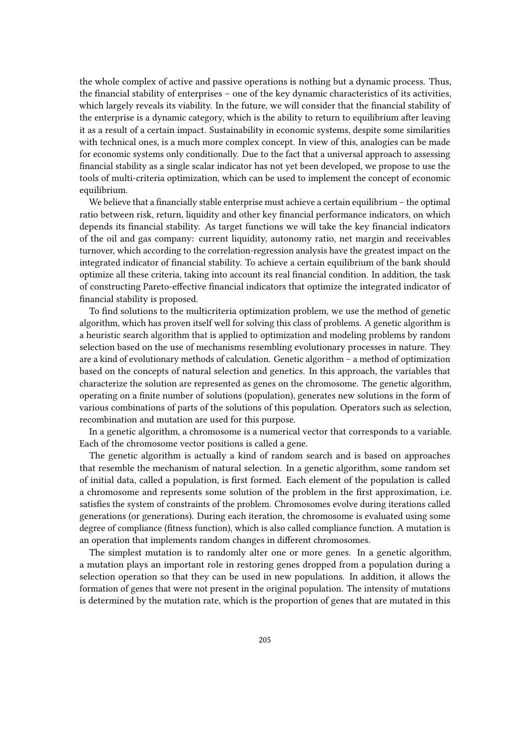the whole complex of active and passive operations is nothing but a dynamic process. Thus, the financial stability of enterprises – one of the key dynamic characteristics of its activities, which largely reveals its viability. In the future, we will consider that the financial stability of the enterprise is a dynamic category, which is the ability to return to equilibrium after leaving it as a result of a certain impact. Sustainability in economic systems, despite some similarities with technical ones, is a much more complex concept. In view of this, analogies can be made for economic systems only conditionally. Due to the fact that a universal approach to assessing financial stability as a single scalar indicator has not yet been developed, we propose to use the tools of multi-criteria optimization, which can be used to implement the concept of economic equilibrium.

We believe that a financially stable enterprise must achieve a certain equilibrium – the optimal ratio between risk, return, liquidity and other key financial performance indicators, on which depends its financial stability. As target functions we will take the key financial indicators of the oil and gas company: current liquidity, autonomy ratio, net margin and receivables turnover, which according to the correlation-regression analysis have the greatest impact on the integrated indicator of financial stability. To achieve a certain equilibrium of the bank should optimize all these criteria, taking into account its real financial condition. In addition, the task of constructing Pareto-effective financial indicators that optimize the integrated indicator of financial stability is proposed.

To find solutions to the multicriteria optimization problem, we use the method of genetic algorithm, which has proven itself well for solving this class of problems. A genetic algorithm is a heuristic search algorithm that is applied to optimization and modeling problems by random selection based on the use of mechanisms resembling evolutionary processes in nature. They are a kind of evolutionary methods of calculation. Genetic algorithm – a method of optimization based on the concepts of natural selection and genetics. In this approach, the variables that characterize the solution are represented as genes on the chromosome. The genetic algorithm, operating on a finite number of solutions (population), generates new solutions in the form of various combinations of parts of the solutions of this population. Operators such as selection, recombination and mutation are used for this purpose.

In a genetic algorithm, a chromosome is a numerical vector that corresponds to a variable. Each of the chromosome vector positions is called a gene.

The genetic algorithm is actually a kind of random search and is based on approaches that resemble the mechanism of natural selection. In a genetic algorithm, some random set of initial data, called a population, is first formed. Each element of the population is called a chromosome and represents some solution of the problem in the first approximation, i.e. satisfies the system of constraints of the problem. Chromosomes evolve during iterations called generations (or generations). During each iteration, the chromosome is evaluated using some degree of compliance (fitness function), which is also called compliance function. A mutation is an operation that implements random changes in different chromosomes.

The simplest mutation is to randomly alter one or more genes. In a genetic algorithm, a mutation plays an important role in restoring genes dropped from a population during a selection operation so that they can be used in new populations. In addition, it allows the formation of genes that were not present in the original population. The intensity of mutations is determined by the mutation rate, which is the proportion of genes that are mutated in this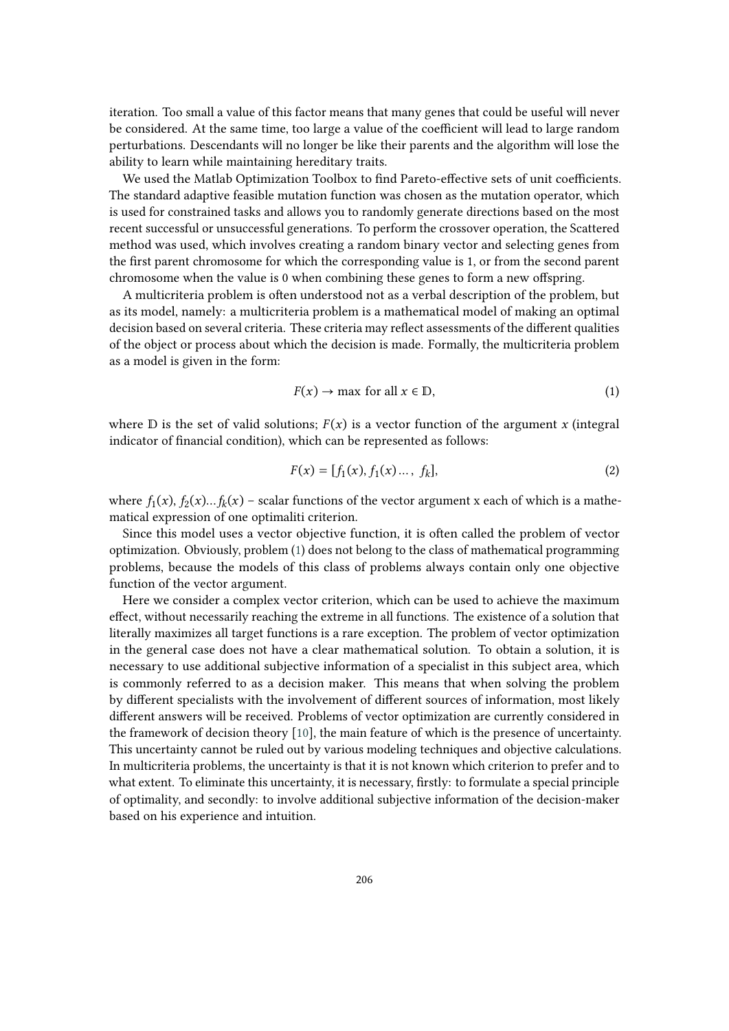iteration. Too small a value of this factor means that many genes that could be useful will never be considered. At the same time, too large a value of the coefficient will lead to large random perturbations. Descendants will no longer be like their parents and the algorithm will lose the ability to learn while maintaining hereditary traits.

We used the Matlab Optimization Toolbox to find Pareto-effective sets of unit coefficients. The standard adaptive feasible mutation function was chosen as the mutation operator, which is used for constrained tasks and allows you to randomly generate directions based on the most recent successful or unsuccessful generations. To perform the crossover operation, the Scattered method was used, which involves creating a random binary vector and selecting genes from the first parent chromosome for which the corresponding value is 1, or from the second parent chromosome when the value is 0 when combining these genes to form a new offspring.

A multicriteria problem is often understood not as a verbal description of the problem, but as its model, namely: a multicriteria problem is a mathematical model of making an optimal decision based on several criteria. These criteria may reflect assessments of the different qualities of the object or process about which the decision is made. Formally, the multicriteria problem as a model is given in the form:

$$F(x) \rightarrow \max \text{ for all } x \in \mathbb{D}, \tag{1}$$

where $\mathbb{D}$ is the set of valid solutions; $F(x)$ is a vector function of the argument $x$ (integral indicator of financial condition), which can be represented as follows:

$$F(x) = [f_1(x), f_1(x) \dots, \ f_k], \tag{2}$$

where $f_1(x)$, $f_2(x)$... $f_k(x)$ – scalar functions of the vector argument x each of which is a mathematical expression of one optimaliti criterion.

Since this model uses a vector objective function, it is often called the problem of vector optimization. Obviously, problem (1) does not belong to the class of mathematical programming problems, because the models of this class of problems always contain only one objective function of the vector argument.

Here we consider a complex vector criterion, which can be used to achieve the maximum effect, without necessarily reaching the extreme in all functions. The existence of a solution that literally maximizes all target functions is a rare exception. The problem of vector optimization in the general case does not have a clear mathematical solution. To obtain a solution, it is necessary to use additional subjective information of a specialist in this subject area, which is commonly referred to as a decision maker. This means that when solving the problem by different specialists with the involvement of different sources of information, most likely different answers will be received. Problems of vector optimization are currently considered in the framework of decision theory [10], the main feature of which is the presence of uncertainty. This uncertainty cannot be ruled out by various modeling techniques and objective calculations. In multicriteria problems, the uncertainty is that it is not known which criterion to prefer and to what extent. To eliminate this uncertainty, it is necessary, firstly: to formulate a special principle of optimality, and secondly: to involve additional subjective information of the decision-maker based on his experience and intuition.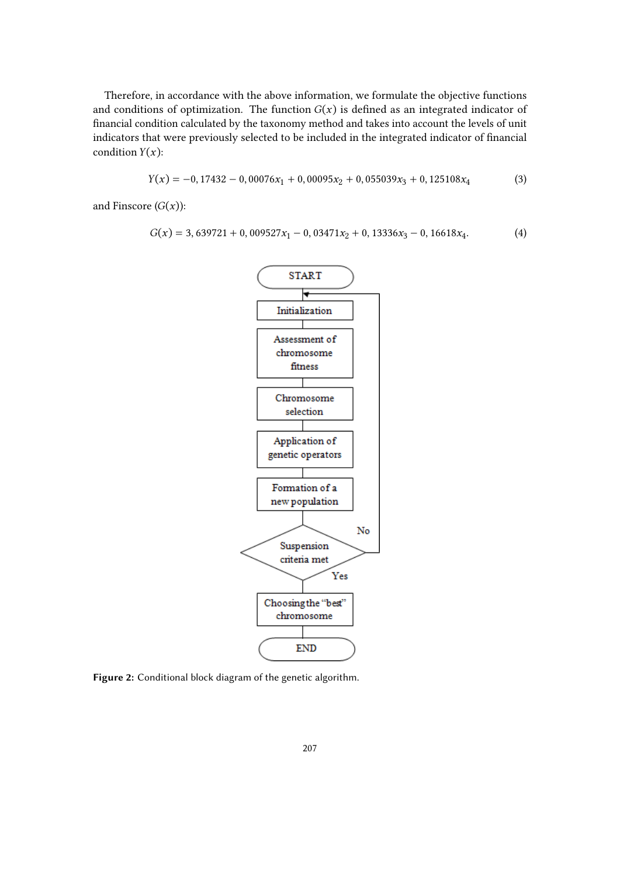Therefore, in accordance with the above information, we formulate the objective functions and conditions of optimization. The function $G(x)$ is defined as an integrated indicator of financial condition calculated by the taxonomy method and takes into account the levels of unit indicators that were previously selected to be included in the integrated indicator of financial condition $Y(x)$:

$$Y(x) = -0,17432 - 0,00076x_1 + 0,00095x_2 + 0,055039x_3 + 0,125108x_4 \tag{3}$$

and Finscore ($G(x)$):

$$G(x) = 3,639721 + 0,009527x_1 - 0,03471x_2 + 0,13336x_3 - 0,16618x_4. \tag{4}$$

START → Initialization → Assessment of chromosome fitness → Chromosome selection → Application of genetic operators → Formation of a new population → Suspension criteria met (No → back to Initialization; Yes →) → Choosing the "best" chromosome → END

**Figure 2:** Conditional block diagram of the genetic algorithm.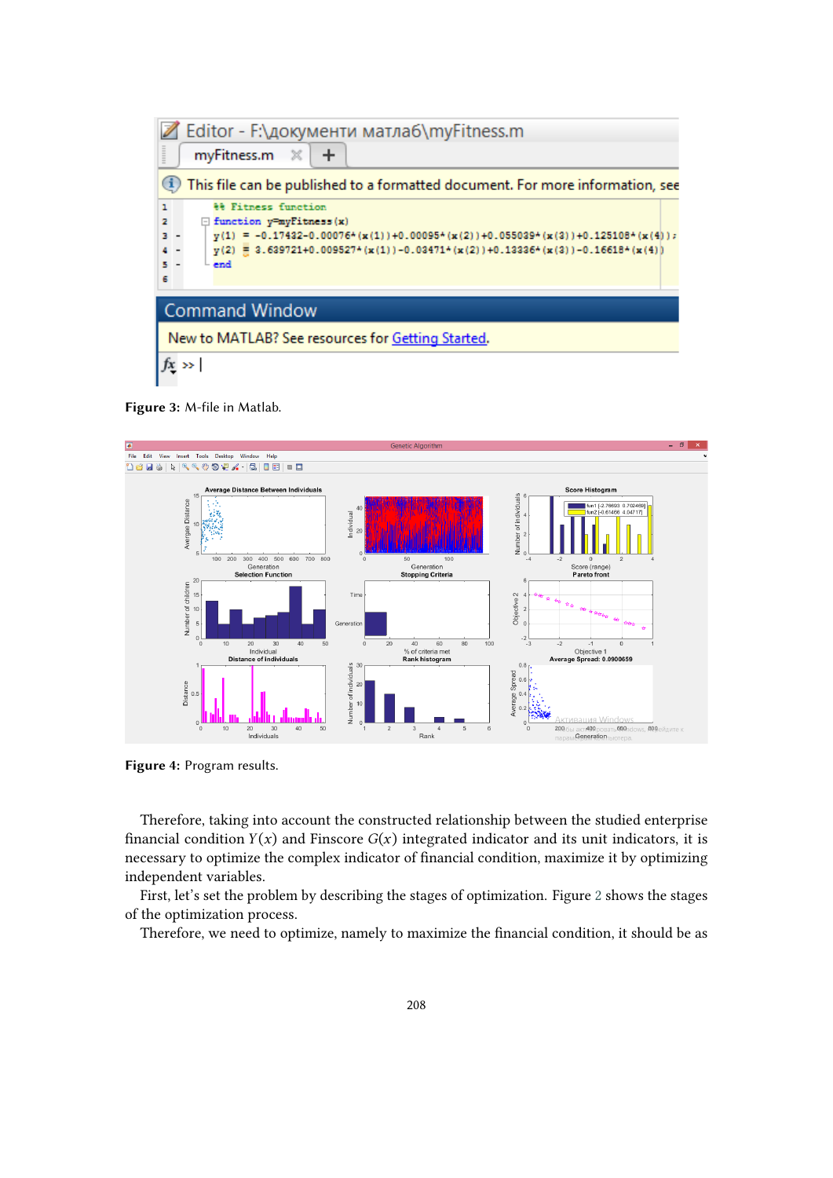Figure 3: M-file in Matlab.

Figure 4: Program results.

Therefore, taking into account the constructed relationship between the studied enterprise financial condition $Y(x)$ and Finscore $G(x)$ integrated indicator and its unit indicators, it is necessary to optimize the complex indicator of financial condition, maximize it by optimizing independent variables.

First, let's set the problem by describing the stages of optimization. Figure 2 shows the stages of the optimization process.

Therefore, we need to optimize, namely to maximize the financial condition, it should be as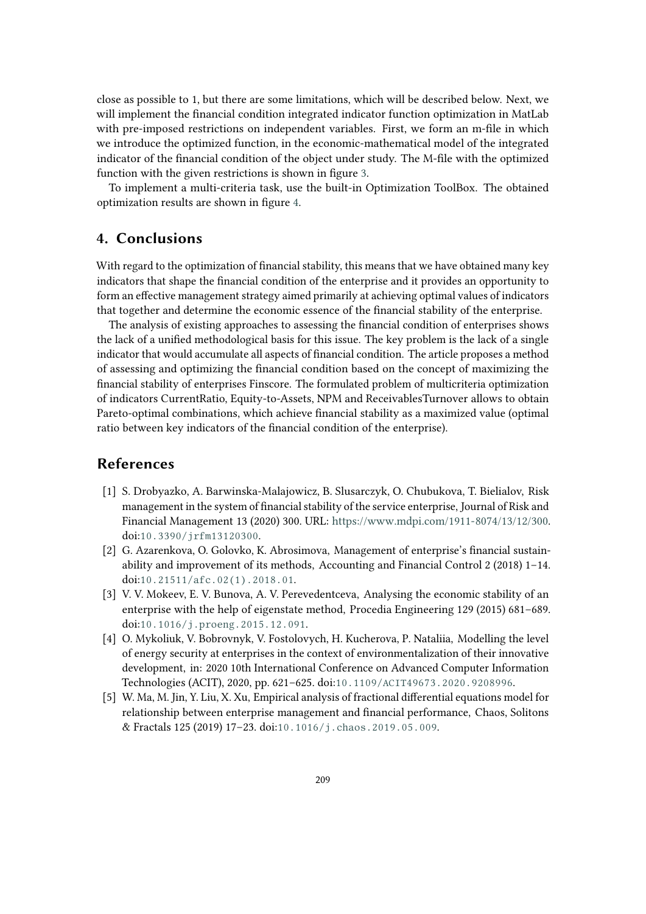close as possible to 1, but there are some limitations, which will be described below. Next, we will implement the financial condition integrated indicator function optimization in MatLab with pre-imposed restrictions on independent variables. First, we form an m-file in which we introduce the optimized function, in the economic-mathematical model of the integrated indicator of the financial condition of the object under study. The M-file with the optimized function with the given restrictions is shown in figure 3.

To implement a multi-criteria task, use the built-in Optimization ToolBox. The obtained optimization results are shown in figure 4.

## 4. Conclusions

With regard to the optimization of financial stability, this means that we have obtained many key indicators that shape the financial condition of the enterprise and it provides an opportunity to form an effective management strategy aimed primarily at achieving optimal values of indicators that together and determine the economic essence of the financial stability of the enterprise.

The analysis of existing approaches to assessing the financial condition of enterprises shows the lack of a unified methodological basis for this issue. The key problem is the lack of a single indicator that would accumulate all aspects of financial condition. The article proposes a method of assessing and optimizing the financial condition based on the concept of maximizing the financial stability of enterprises Finscore. The formulated problem of multicriteria optimization of indicators CurrentRatio, Equity-to-Assets, NPM and ReceivablesTurnover allows to obtain Pareto-optimal combinations, which achieve financial stability as a maximized value (optimal ratio between key indicators of the financial condition of the enterprise).

## References

[1] S. Drobyazko, A. Barwinska-Malajowicz, B. Slusarczyk, O. Chubukova, T. Bielialov, Risk management in the system of financial stability of the service enterprise, Journal of Risk and Financial Management 13 (2020) 300. URL: https://www.mdpi.com/1911-8074/13/12/300. doi:10.3390/jrfm13120300.

[2] G. Azarenkova, O. Golovko, K. Abrosimova, Management of enterprise's financial sustainability and improvement of its methods, Accounting and Financial Control 2 (2018) 1–14. doi:10.21511/afc.02(1).2018.01.

[3] V. V. Mokeev, E. V. Bunova, A. V. Perevedentceva, Analysing the economic stability of an enterprise with the help of eigenstate method, Procedia Engineering 129 (2015) 681–689. doi:10.1016/j.proeng.2015.12.091.

[4] O. Mykoliuk, V. Bobrovnyk, V. Fostolovych, H. Kucherova, P. Nataliia, Modelling the level of energy security at enterprises in the context of environmentalization of their innovative development, in: 2020 10th International Conference on Advanced Computer Information Technologies (ACIT), 2020, pp. 621–625. doi:10.1109/ACIT49673.2020.9208996.

[5] W. Ma, M. Jin, Y. Liu, X. Xu, Empirical analysis of fractional differential equations model for relationship between enterprise management and financial performance, Chaos, Solitons & Fractals 125 (2019) 17–23. doi:10.1016/j.chaos.2019.05.009.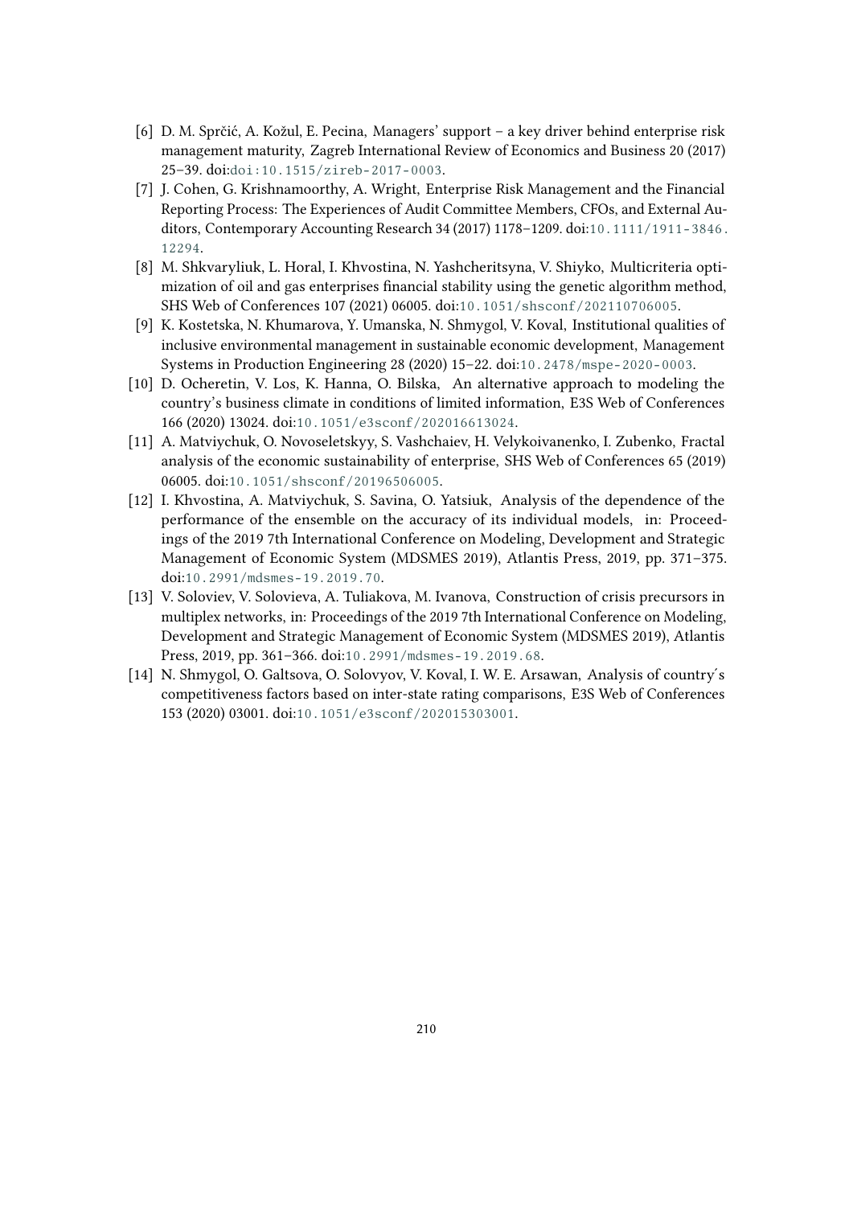[6] D. M. Sprčić, A. Kožul, E. Pecina, Managers' support – a key driver behind enterprise risk management maturity, Zagreb International Review of Economics and Business 20 (2017) 25–39. doi:doi:10.1515/zireb-2017-0003.

[7] J. Cohen, G. Krishnamoorthy, A. Wright, Enterprise Risk Management and the Financial Reporting Process: The Experiences of Audit Committee Members, CFOs, and External Auditors, Contemporary Accounting Research 34 (2017) 1178–1209. doi:10.1111/1911-3846.12294.

[8] M. Shkvaryliuk, L. Horal, I. Khvostina, N. Yashcheritsyna, V. Shiyko, Multicriteria optimization of oil and gas enterprises financial stability using the genetic algorithm method, SHS Web of Conferences 107 (2021) 06005. doi:10.1051/shsconf/202110706005.

[9] K. Kostetska, N. Khumarova, Y. Umanska, N. Shmygol, V. Koval, Institutional qualities of inclusive environmental management in sustainable economic development, Management Systems in Production Engineering 28 (2020) 15–22. doi:10.2478/mspe-2020-0003.

[10] D. Ocheretin, V. Los, K. Hanna, O. Bilska, An alternative approach to modeling the country's business climate in conditions of limited information, E3S Web of Conferences 166 (2020) 13024. doi:10.1051/e3sconf/202016613024.

[11] A. Matviychuk, O. Novoseletskyy, S. Vashchaiev, H. Velykoivanenko, I. Zubenko, Fractal analysis of the economic sustainability of enterprise, SHS Web of Conferences 65 (2019) 06005. doi:10.1051/shsconf/20196506005.

[12] I. Khvostina, A. Matviychuk, S. Savina, O. Yatsiuk, Analysis of the dependence of the performance of the ensemble on the accuracy of its individual models, in: Proceedings of the 2019 7th International Conference on Modeling, Development and Strategic Management of Economic System (MDSMES 2019), Atlantis Press, 2019, pp. 371–375. doi:10.2991/mdsmes-19.2019.70.

[13] V. Soloviev, V. Solovieva, A. Tuliakova, M. Ivanova, Construction of crisis precursors in multiplex networks, in: Proceedings of the 2019 7th International Conference on Modeling, Development and Strategic Management of Economic System (MDSMES 2019), Atlantis Press, 2019, pp. 361–366. doi:10.2991/mdsmes-19.2019.68.

[14] N. Shmygol, O. Galtsova, O. Solovyov, V. Koval, I. W. E. Arsawan, Analysis of country´s competitiveness factors based on inter-state rating comparisons, E3S Web of Conferences 153 (2020) 03001. doi:10.1051/e3sconf/202015303001.